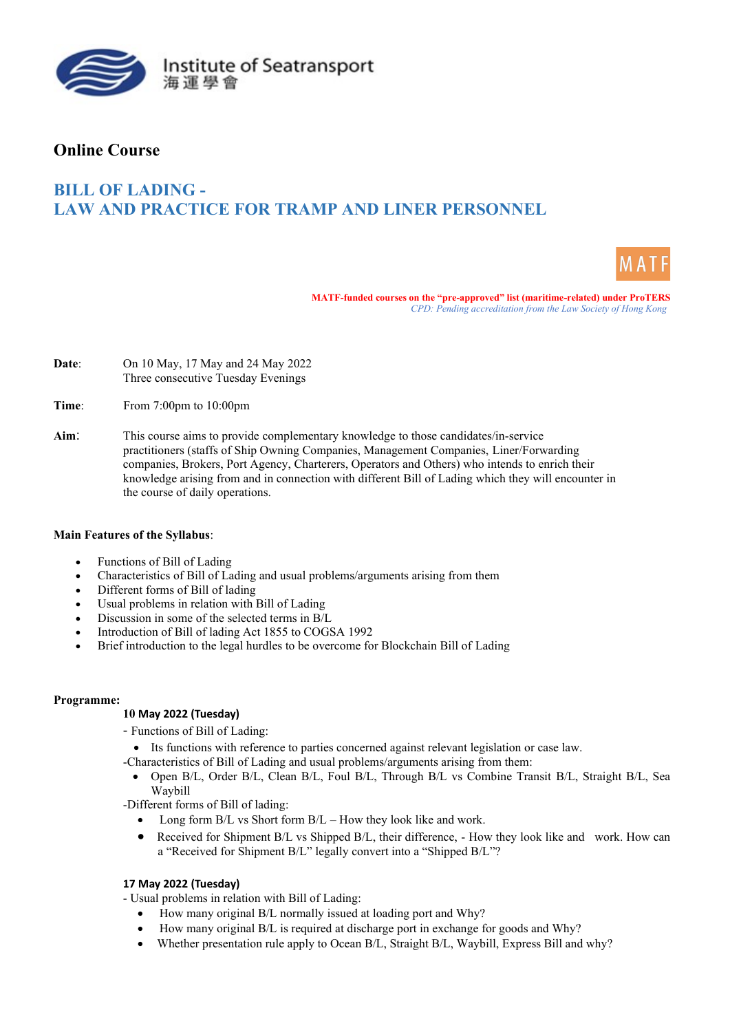Institute of Seatransport
海運學會

## Online Course

# BILL OF LADING - LAW AND PRACTICE FOR TRAMP AND LINER PERSONNEL

MATF

**MATF-funded courses on the "pre-approved" list (maritime-related) under ProTERS**

*CPD: Pending accreditation from the Law Society of Hong Kong*

**Date**: On 10 May, 17 May and 24 May 2022
Three consecutive Tuesday Evenings

**Time**: From 7:00pm to 10:00pm

**Aim**: This course aims to provide complementary knowledge to those candidates/in-service practitioners (staffs of Ship Owning Companies, Management Companies, Liner/Forwarding companies, Brokers, Port Agency, Charterers, Operators and Others) who intends to enrich their knowledge arising from and in connection with different Bill of Lading which they will encounter in the course of daily operations.

**Main Features of the Syllabus**:

- Functions of Bill of Lading
- Characteristics of Bill of Lading and usual problems/arguments arising from them
- Different forms of Bill of lading
- Usual problems in relation with Bill of Lading
- Discussion in some of the selected terms in B/L
- Introduction of Bill of lading Act 1855 to COGSA 1992
- Brief introduction to the legal hurdles to be overcome for Blockchain Bill of Lading

**Programme:**

**10 May 2022 (Tuesday)**

- Functions of Bill of Lading:
  - Its functions with reference to parties concerned against relevant legislation or case law.
- Characteristics of Bill of Lading and usual problems/arguments arising from them:
  - Open B/L, Order B/L, Clean B/L, Foul B/L, Through B/L vs Combine Transit B/L, Straight B/L, Sea Waybill
- Different forms of Bill of lading:
  - Long form B/L vs Short form B/L – How they look like and work.
  - Received for Shipment B/L vs Shipped B/L, their difference, - How they look like and work. How can a "Received for Shipment B/L" legally convert into a "Shipped B/L"?

**17 May 2022 (Tuesday)**

- Usual problems in relation with Bill of Lading:
  - How many original B/L normally issued at loading port and Why?
  - How many original B/L is required at discharge port in exchange for goods and Why?
  - Whether presentation rule apply to Ocean B/L, Straight B/L, Waybill, Express Bill and why?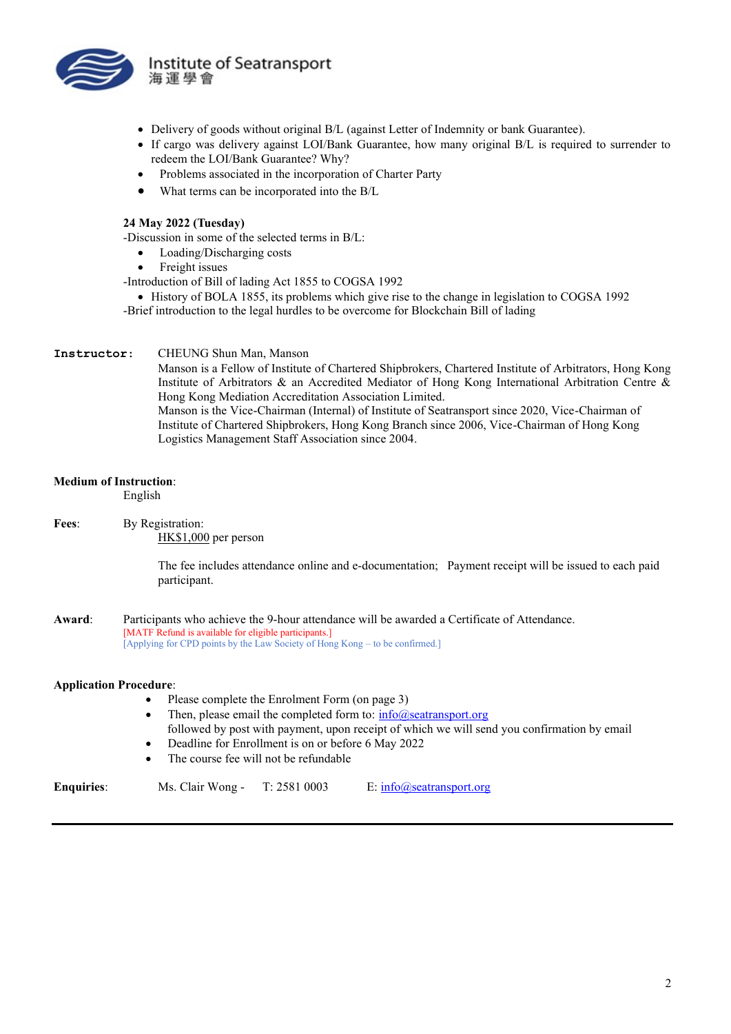- Delivery of goods without original B/L (against Letter of Indemnity or bank Guarantee).
- If cargo was delivery against LOI/Bank Guarantee, how many original B/L is required to surrender to redeem the LOI/Bank Guarantee? Why?
- Problems associated in the incorporation of Charter Party
- What terms can be incorporated into the B/L

**24 May 2022 (Tuesday)**

-Discussion in some of the selected terms in B/L:

- Loading/Discharging costs
- Freight issues

-Introduction of Bill of lading Act 1855 to COGSA 1992

- History of BOLA 1855, its problems which give rise to the change in legislation to COGSA 1992

-Brief introduction to the legal hurdles to be overcome for Blockchain Bill of lading

**Instructor:** CHEUNG Shun Man, Manson

Manson is a Fellow of Institute of Chartered Shipbrokers, Chartered Institute of Arbitrators, Hong Kong Institute of Arbitrators & an Accredited Mediator of Hong Kong International Arbitration Centre & Hong Kong Mediation Accreditation Association Limited.

Manson is the Vice-Chairman (Internal) of Institute of Seatransport since 2020, Vice-Chairman of Institute of Chartered Shipbrokers, Hong Kong Branch since 2006, Vice-Chairman of Hong Kong Logistics Management Staff Association since 2004.

**Medium of Instruction**:

English

**Fees**: By Registration:

HK$1,000 per person

The fee includes attendance online and e-documentation; Payment receipt will be issued to each paid participant.

**Award**: Participants who achieve the 9-hour attendance will be awarded a Certificate of Attendance.

[MATF Refund is available for eligible participants.]

[Applying for CPD points by the Law Society of Hong Kong – to be confirmed.]

**Application Procedure**:

- Please complete the Enrolment Form (on page 3)
- Then, please email the completed form to: info@seatransport.org
  followed by post with payment, upon receipt of which we will send you confirmation by email
- Deadline for Enrollment is on or before 6 May 2022
- The course fee will not be refundable

**Enquiries**: Ms. Clair Wong - T: 2581 0003 E: info@seatransport.org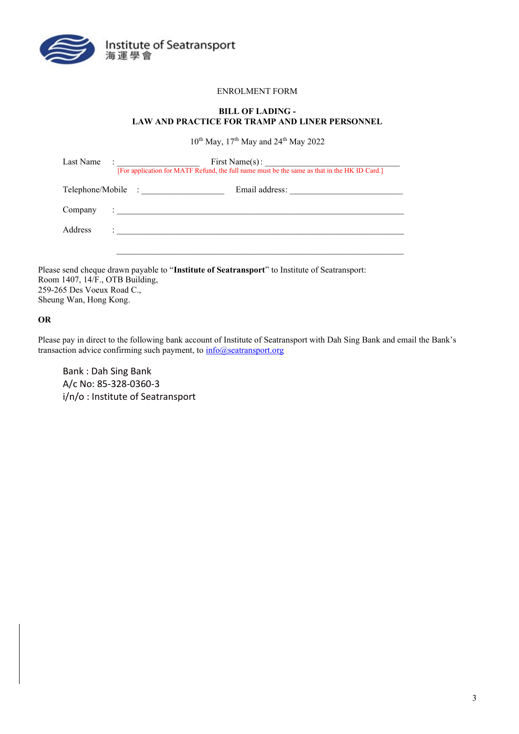Institute of Seatransport
海運學會

ENROLMENT FORM

**BILL OF LADING -**
**LAW AND PRACTICE FOR TRAMP AND LINER PERSONNEL**

10th May, 17th May and 24th May 2022

Last Name : ____________________ First Name(s) : ________________________________
[For application for MATF Refund, the full name must be the same as that in the HK ID Card.]

Telephone/Mobile : ____________________ Email address: ____________________________

Company : ____________________________________________________________________

Address : ____________________________________________________________________

____________________________________________________________________

Please send cheque drawn payable to "**Institute of Seatransport**" to Institute of Seatransport:
Room 1407, 14/F., OTB Building,
259-265 Des Voeux Road C.,
Sheung Wan, Hong Kong.

**OR**

Please pay in direct to the following bank account of Institute of Seatransport with Dah Sing Bank and email the Bank's transaction advice confirming such payment, to info@seatransport.org

Bank : Dah Sing Bank
A/c No: 85-328-0360-3
i/n/o : Institute of Seatransport